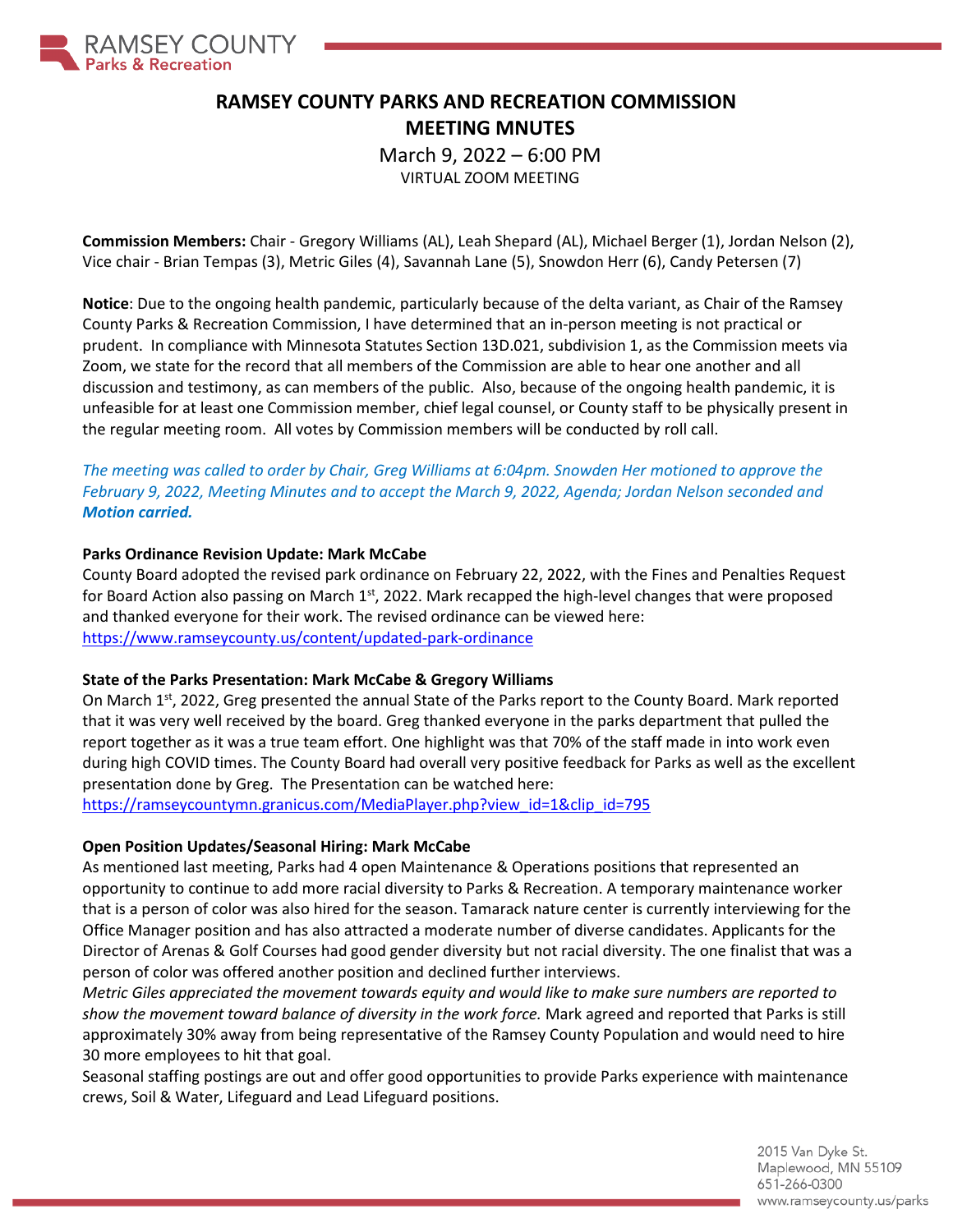# RAMSEY COUNTY PARKS AND RECREATION COMMISSION MEETING MNUTES

March 9, 2022 – 6:00 PM
VIRTUAL ZOOM MEETING

**Commission Members:** Chair - Gregory Williams (AL), Leah Shepard (AL), Michael Berger (1), Jordan Nelson (2), Vice chair - Brian Tempas (3), Metric Giles (4), Savannah Lane (5), Snowdon Herr (6), Candy Petersen (7)

**Notice**: Due to the ongoing health pandemic, particularly because of the delta variant, as Chair of the Ramsey County Parks & Recreation Commission, I have determined that an in-person meeting is not practical or prudent. In compliance with Minnesota Statutes Section 13D.021, subdivision 1, as the Commission meets via Zoom, we state for the record that all members of the Commission are able to hear one another and all discussion and testimony, as can members of the public. Also, because of the ongoing health pandemic, it is unfeasible for at least one Commission member, chief legal counsel, or County staff to be physically present in the regular meeting room. All votes by Commission members will be conducted by roll call.

*The meeting was called to order by Chair, Greg Williams at 6:04pm. Snowden Her motioned to approve the February 9, 2022, Meeting Minutes and to accept the March 9, 2022, Agenda; Jordan Nelson seconded and* ***Motion carried.***

**Parks Ordinance Revision Update: Mark McCabe**
County Board adopted the revised park ordinance on February 22, 2022, with the Fines and Penalties Request for Board Action also passing on March 1st, 2022. Mark recapped the high-level changes that were proposed and thanked everyone for their work. The revised ordinance can be viewed here: https://www.ramseycounty.us/content/updated-park-ordinance

**State of the Parks Presentation: Mark McCabe & Gregory Williams**
On March 1st, 2022, Greg presented the annual State of the Parks report to the County Board. Mark reported that it was very well received by the board. Greg thanked everyone in the parks department that pulled the report together as it was a true team effort. One highlight was that 70% of the staff made in into work even during high COVID times. The County Board had overall very positive feedback for Parks as well as the excellent presentation done by Greg. The Presentation can be watched here: https://ramseycountymn.granicus.com/MediaPlayer.php?view_id=1&clip_id=795

**Open Position Updates/Seasonal Hiring: Mark McCabe**
As mentioned last meeting, Parks had 4 open Maintenance & Operations positions that represented an opportunity to continue to add more racial diversity to Parks & Recreation. A temporary maintenance worker that is a person of color was also hired for the season. Tamarack nature center is currently interviewing for the Office Manager position and has also attracted a moderate number of diverse candidates. Applicants for the Director of Arenas & Golf Courses had good gender diversity but not racial diversity. The one finalist that was a person of color was offered another position and declined further interviews.
*Metric Giles appreciated the movement towards equity and would like to make sure numbers are reported to show the movement toward balance of diversity in the work force.* Mark agreed and reported that Parks is still approximately 30% away from being representative of the Ramsey County Population and would need to hire 30 more employees to hit that goal.
Seasonal staffing postings are out and offer good opportunities to provide Parks experience with maintenance crews, Soil & Water, Lifeguard and Lead Lifeguard positions.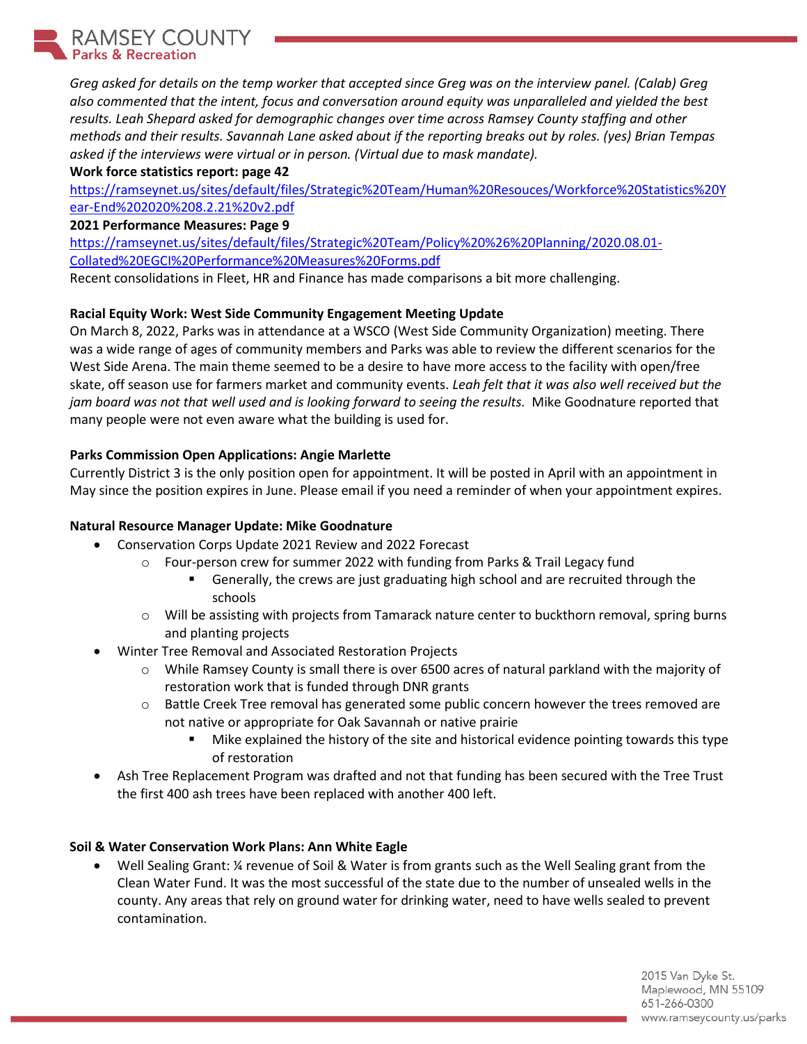*Greg asked for details on the temp worker that accepted since Greg was on the interview panel. (Calab) Greg also commented that the intent, focus and conversation around equity was unparalleled and yielded the best results. Leah Shepard asked for demographic changes over time across Ramsey County staffing and other methods and their results. Savannah Lane asked about if the reporting breaks out by roles. (yes) Brian Tempas asked if the interviews were virtual or in person. (Virtual due to mask mandate).*

**Work force statistics report: page 42**

https://ramseynet.us/sites/default/files/Strategic%20Team/Human%20Resouces/Workforce%20Statistics%20Year-End%202020%208.2.21%20v2.pdf

**2021 Performance Measures: Page 9**

https://ramseynet.us/sites/default/files/Strategic%20Team/Policy%20%26%20Planning/2020.08.01-Collated%20EGCI%20Performance%20Measures%20Forms.pdf

Recent consolidations in Fleet, HR and Finance has made comparisons a bit more challenging.

**Racial Equity Work: West Side Community Engagement Meeting Update**

On March 8, 2022, Parks was in attendance at a WSCO (West Side Community Organization) meeting. There was a wide range of ages of community members and Parks was able to review the different scenarios for the West Side Arena. The main theme seemed to be a desire to have more access to the facility with open/free skate, off season use for farmers market and community events. *Leah felt that it was also well received but the jam board was not that well used and is looking forward to seeing the results.* Mike Goodnature reported that many people were not even aware what the building is used for.

**Parks Commission Open Applications: Angie Marlette**

Currently District 3 is the only position open for appointment. It will be posted in April with an appointment in May since the position expires in June. Please email if you need a reminder of when your appointment expires.

**Natural Resource Manager Update: Mike Goodnature**

- Conservation Corps Update 2021 Review and 2022 Forecast
  - Four-person crew for summer 2022 with funding from Parks & Trail Legacy fund
    - Generally, the crews are just graduating high school and are recruited through the schools
  - Will be assisting with projects from Tamarack nature center to buckthorn removal, spring burns and planting projects
- Winter Tree Removal and Associated Restoration Projects
  - While Ramsey County is small there is over 6500 acres of natural parkland with the majority of restoration work that is funded through DNR grants
  - Battle Creek Tree removal has generated some public concern however the trees removed are not native or appropriate for Oak Savannah or native prairie
    - Mike explained the history of the site and historical evidence pointing towards this type of restoration
- Ash Tree Replacement Program was drafted and not that funding has been secured with the Tree Trust the first 400 ash trees have been replaced with another 400 left.

**Soil & Water Conservation Work Plans: Ann White Eagle**

- Well Sealing Grant: ¼ revenue of Soil & Water is from grants such as the Well Sealing grant from the Clean Water Fund. It was the most successful of the state due to the number of unsealed wells in the county. Any areas that rely on ground water for drinking water, need to have wells sealed to prevent contamination.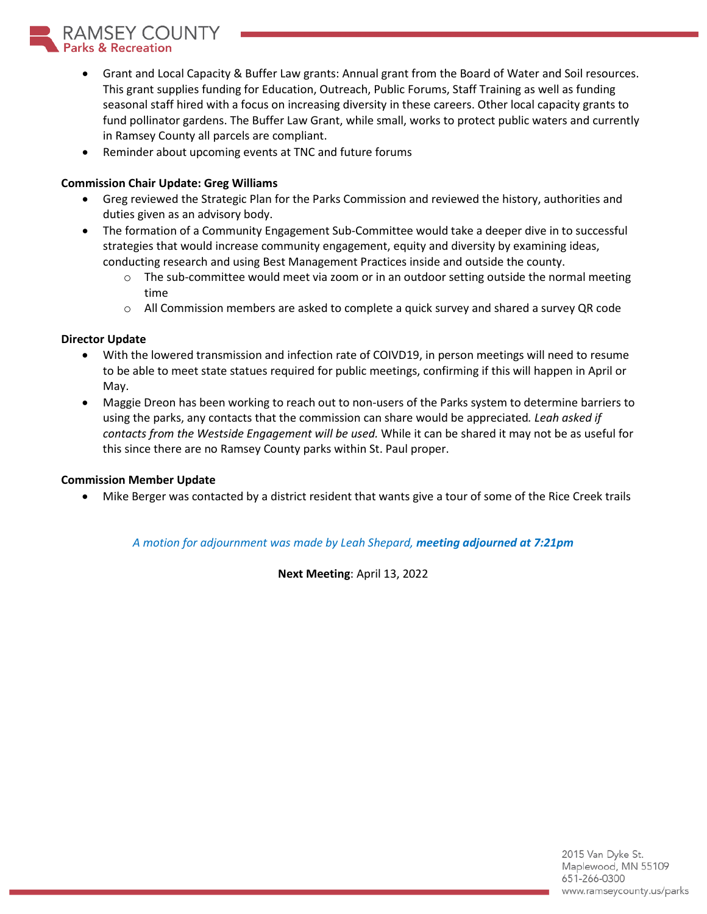- Grant and Local Capacity & Buffer Law grants: Annual grant from the Board of Water and Soil resources. This grant supplies funding for Education, Outreach, Public Forums, Staff Training as well as funding seasonal staff hired with a focus on increasing diversity in these careers. Other local capacity grants to fund pollinator gardens. The Buffer Law Grant, while small, works to protect public waters and currently in Ramsey County all parcels are compliant.
- Reminder about upcoming events at TNC and future forums

**Commission Chair Update: Greg Williams**

- Greg reviewed the Strategic Plan for the Parks Commission and reviewed the history, authorities and duties given as an advisory body.
- The formation of a Community Engagement Sub-Committee would take a deeper dive in to successful strategies that would increase community engagement, equity and diversity by examining ideas, conducting research and using Best Management Practices inside and outside the county.
  - The sub-committee would meet via zoom or in an outdoor setting outside the normal meeting time
  - All Commission members are asked to complete a quick survey and shared a survey QR code

**Director Update**

- With the lowered transmission and infection rate of COIVD19, in person meetings will need to resume to be able to meet state statues required for public meetings, confirming if this will happen in April or May.
- Maggie Dreon has been working to reach out to non-users of the Parks system to determine barriers to using the parks, any contacts that the commission can share would be appreciated. *Leah asked if contacts from the Westside Engagement will be used.* While it can be shared it may not be as useful for this since there are no Ramsey County parks within St. Paul proper.

**Commission Member Update**

- Mike Berger was contacted by a district resident that wants give a tour of some of the Rice Creek trails

*A motion for adjournment was made by Leah Shepard,* ***meeting adjourned at 7:21pm***

**Next Meeting**: April 13, 2022